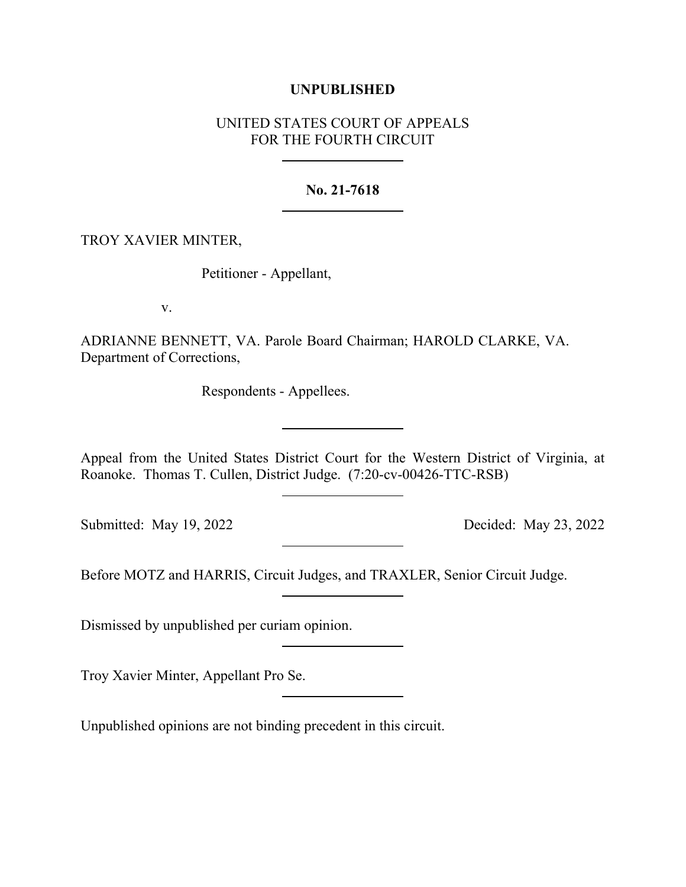**UNPUBLISHED**

UNITED STATES COURT OF APPEALS
FOR THE FOURTH CIRCUIT

---

**No. 21-7618**

---

TROY XAVIER MINTER,

Petitioner - Appellant,

v.

ADRIANNE BENNETT, VA. Parole Board Chairman; HAROLD CLARKE, VA. Department of Corrections,

Respondents - Appellees.

---

Appeal from the United States District Court for the Western District of Virginia, at Roanoke. Thomas T. Cullen, District Judge. (7:20-cv-00426-TTC-RSB)

---

Submitted: May 19, 2022 Decided: May 23, 2022

---

Before MOTZ and HARRIS, Circuit Judges, and TRAXLER, Senior Circuit Judge.

---

Dismissed by unpublished per curiam opinion.

---

Troy Xavier Minter, Appellant Pro Se.

---

Unpublished opinions are not binding precedent in this circuit.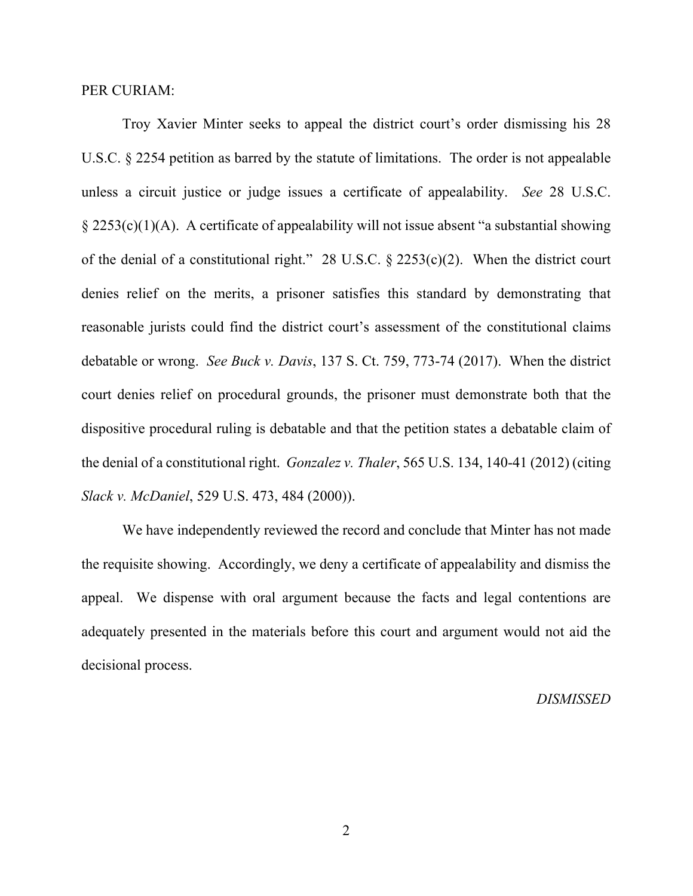PER CURIAM:

Troy Xavier Minter seeks to appeal the district court's order dismissing his 28 U.S.C. § 2254 petition as barred by the statute of limitations. The order is not appealable unless a circuit justice or judge issues a certificate of appealability. *See* 28 U.S.C. § 2253(c)(1)(A). A certificate of appealability will not issue absent "a substantial showing of the denial of a constitutional right." 28 U.S.C. § 2253(c)(2). When the district court denies relief on the merits, a prisoner satisfies this standard by demonstrating that reasonable jurists could find the district court's assessment of the constitutional claims debatable or wrong. *See Buck v. Davis*, 137 S. Ct. 759, 773-74 (2017). When the district court denies relief on procedural grounds, the prisoner must demonstrate both that the dispositive procedural ruling is debatable and that the petition states a debatable claim of the denial of a constitutional right. *Gonzalez v. Thaler*, 565 U.S. 134, 140-41 (2012) (citing *Slack v. McDaniel*, 529 U.S. 473, 484 (2000)).

We have independently reviewed the record and conclude that Minter has not made the requisite showing. Accordingly, we deny a certificate of appealability and dismiss the appeal. We dispense with oral argument because the facts and legal contentions are adequately presented in the materials before this court and argument would not aid the decisional process.

*DISMISSED*